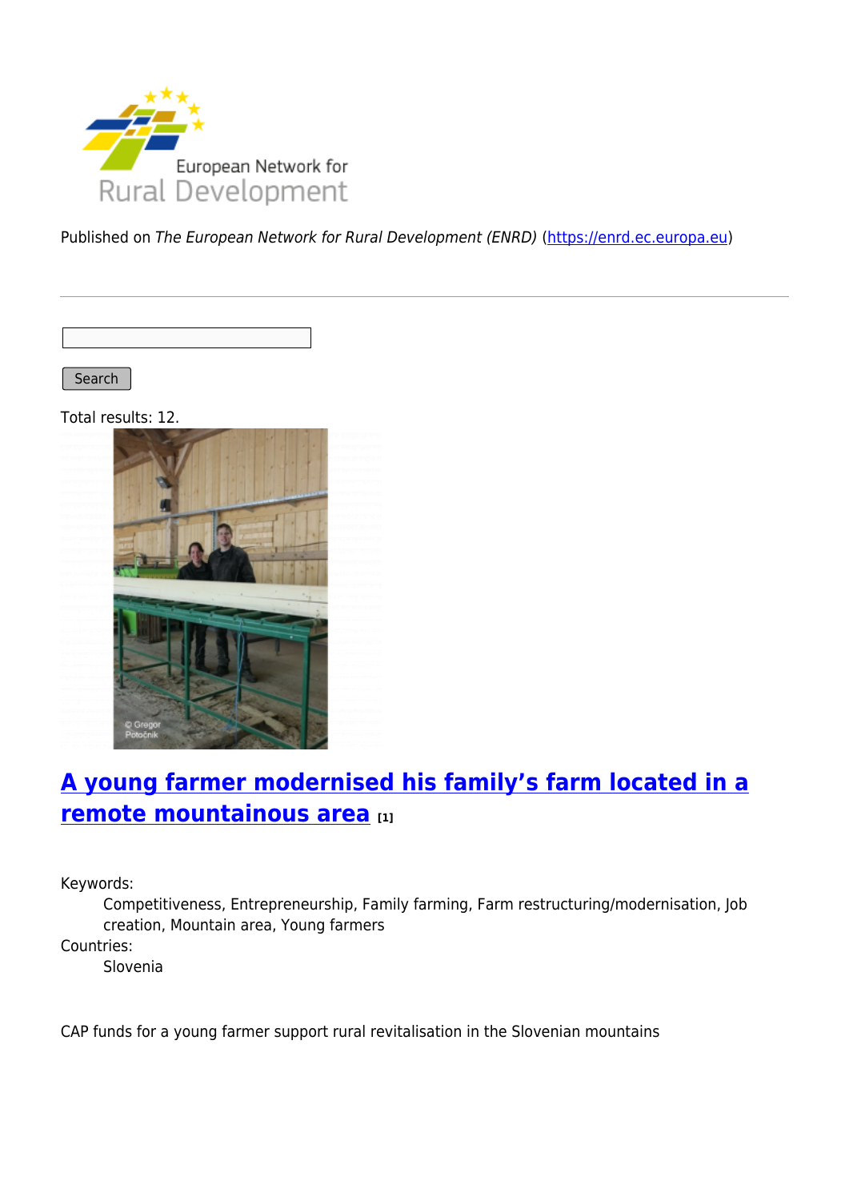European Network for Rural Development

Published on *The European Network for Rural Development (ENRD)* (https://enrd.ec.europa.eu)

Search

Total results: 12.

## A young farmer modernised his family's farm located in a remote mountainous area [1]

Keywords:
: Competitiveness, Entrepreneurship, Family farming, Farm restructuring/modernisation, Job creation, Mountain area, Young farmers

Countries:
: Slovenia

CAP funds for a young farmer support rural revitalisation in the Slovenian mountains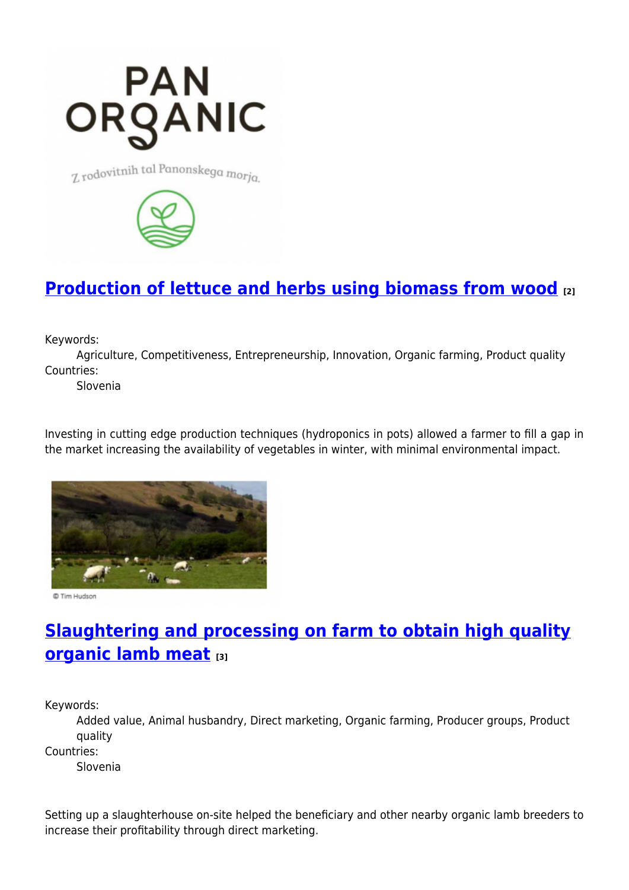## [Production of lettuce and herbs using biomass from wood](#) [2]

Keywords:
Agriculture, Competitiveness, Entrepreneurship, Innovation, Organic farming, Product quality

Countries:
Slovenia

Investing in cutting edge production techniques (hydroponics in pots) allowed a farmer to fill a gap in the market increasing the availability of vegetables in winter, with minimal environmental impact.

© Tim Hudson

## [Slaughtering and processing on farm to obtain high quality organic lamb meat](#) [3]

Keywords:
Added value, Animal husbandry, Direct marketing, Organic farming, Producer groups, Product quality

Countries:
Slovenia

Setting up a slaughterhouse on-site helped the beneficiary and other nearby organic lamb breeders to increase their profitability through direct marketing.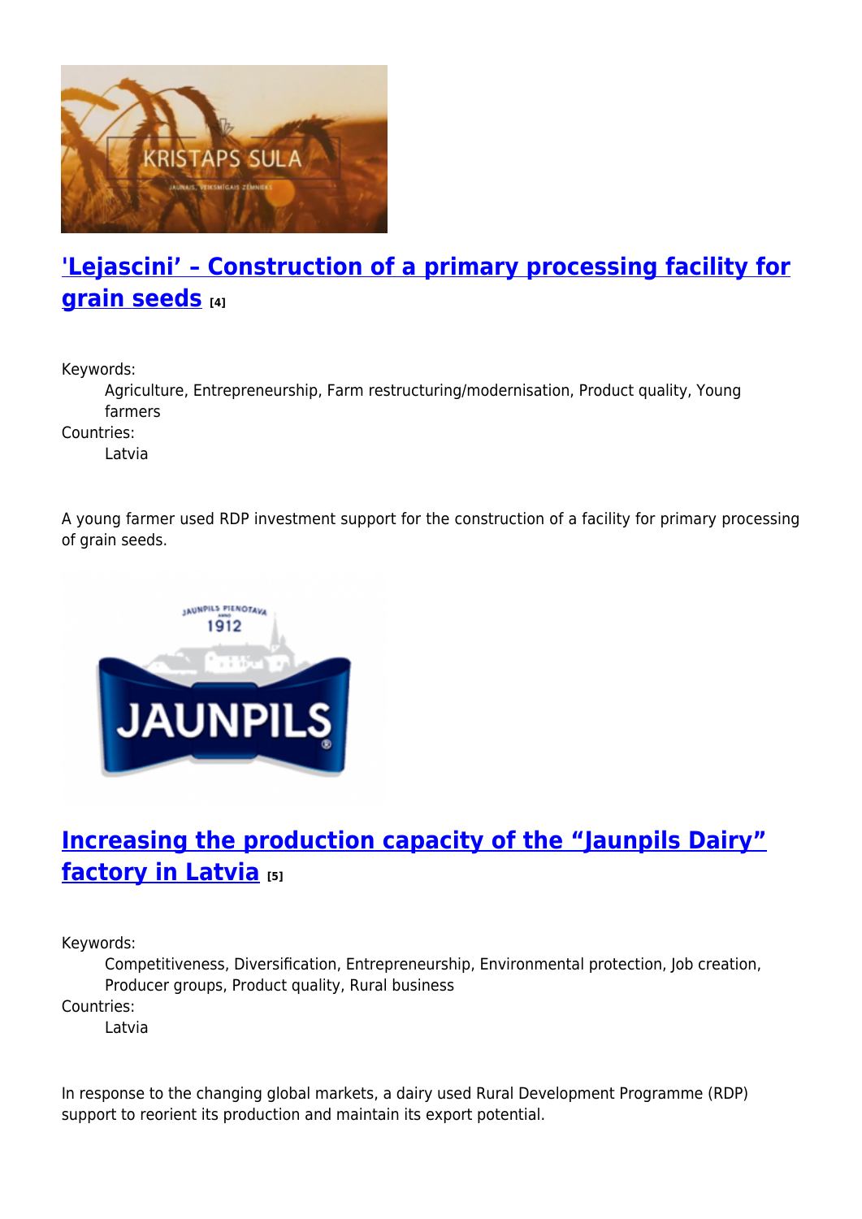## ['Lejascini' – Construction of a primary processing facility for grain seeds](#) [4]

Keywords:
: Agriculture, Entrepreneurship, Farm restructuring/modernisation, Product quality, Young farmers

Countries:
: Latvia

A young farmer used RDP investment support for the construction of a facility for primary processing of grain seeds.

## [Increasing the production capacity of the "Jaunpils Dairy" factory in Latvia](#) [5]

Keywords:
: Competitiveness, Diversification, Entrepreneurship, Environmental protection, Job creation, Producer groups, Product quality, Rural business

Countries:
: Latvia

In response to the changing global markets, a dairy used Rural Development Programme (RDP) support to reorient its production and maintain its export potential.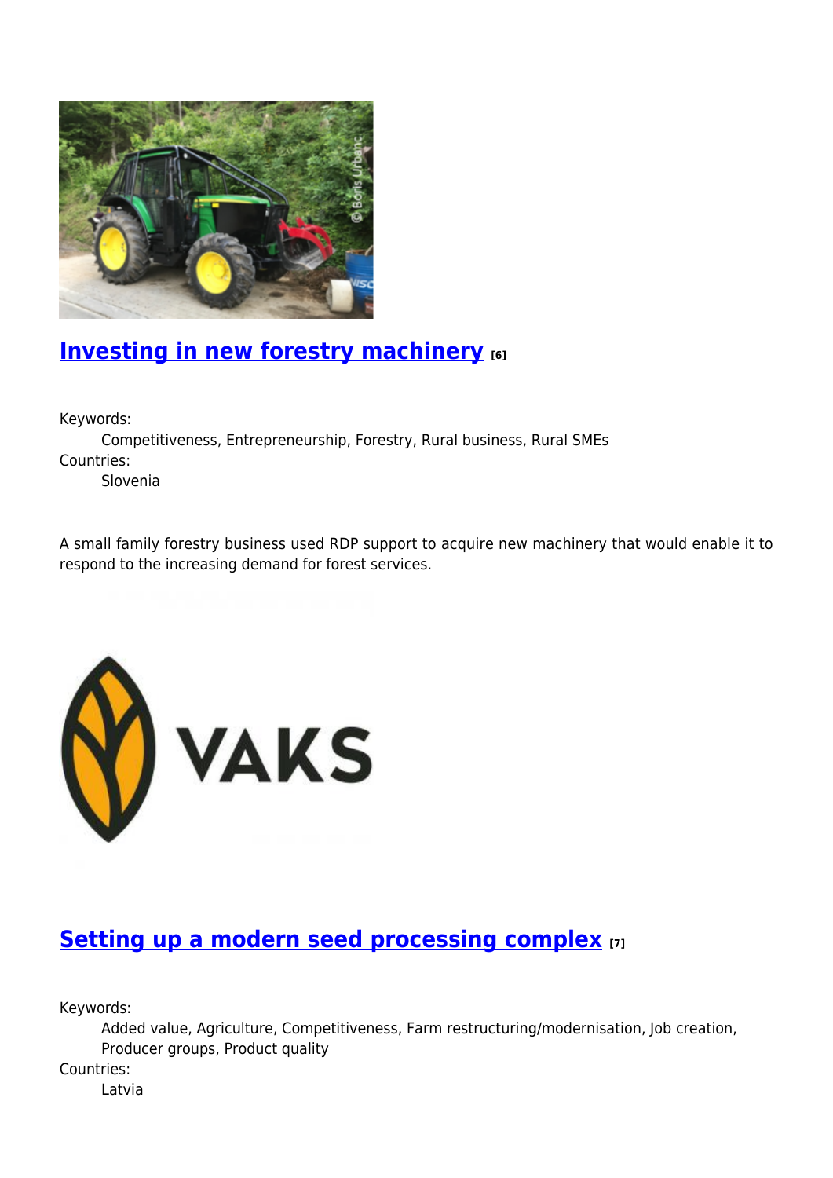## Investing in new forestry machinery [6]

Keywords:
Competitiveness, Entrepreneurship, Forestry, Rural business, Rural SMEs

Countries:
Slovenia

A small family forestry business used RDP support to acquire new machinery that would enable it to respond to the increasing demand for forest services.

## Setting up a modern seed processing complex [7]

Keywords:
Added value, Agriculture, Competitiveness, Farm restructuring/modernisation, Job creation, Producer groups, Product quality

Countries:
Latvia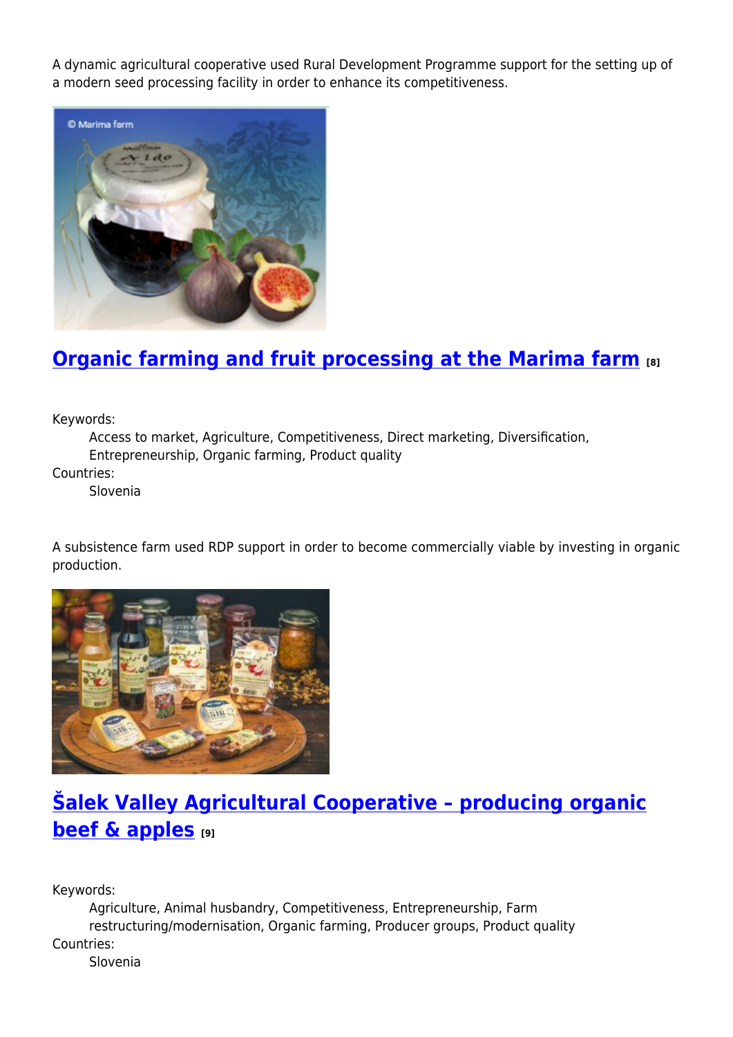A dynamic agricultural cooperative used Rural Development Programme support for the setting up of a modern seed processing facility in order to enhance its competitiveness.

## [Organic farming and fruit processing at the Marima farm](#) [8]

Keywords:
    Access to market, Agriculture, Competitiveness, Direct marketing, Diversification, Entrepreneurship, Organic farming, Product quality

Countries:
    Slovenia

A subsistence farm used RDP support in order to become commercially viable by investing in organic production.

## [Šalek Valley Agricultural Cooperative – producing organic beef & apples](#) [9]

Keywords:
    Agriculture, Animal husbandry, Competitiveness, Entrepreneurship, Farm restructuring/modernisation, Organic farming, Producer groups, Product quality

Countries:
    Slovenia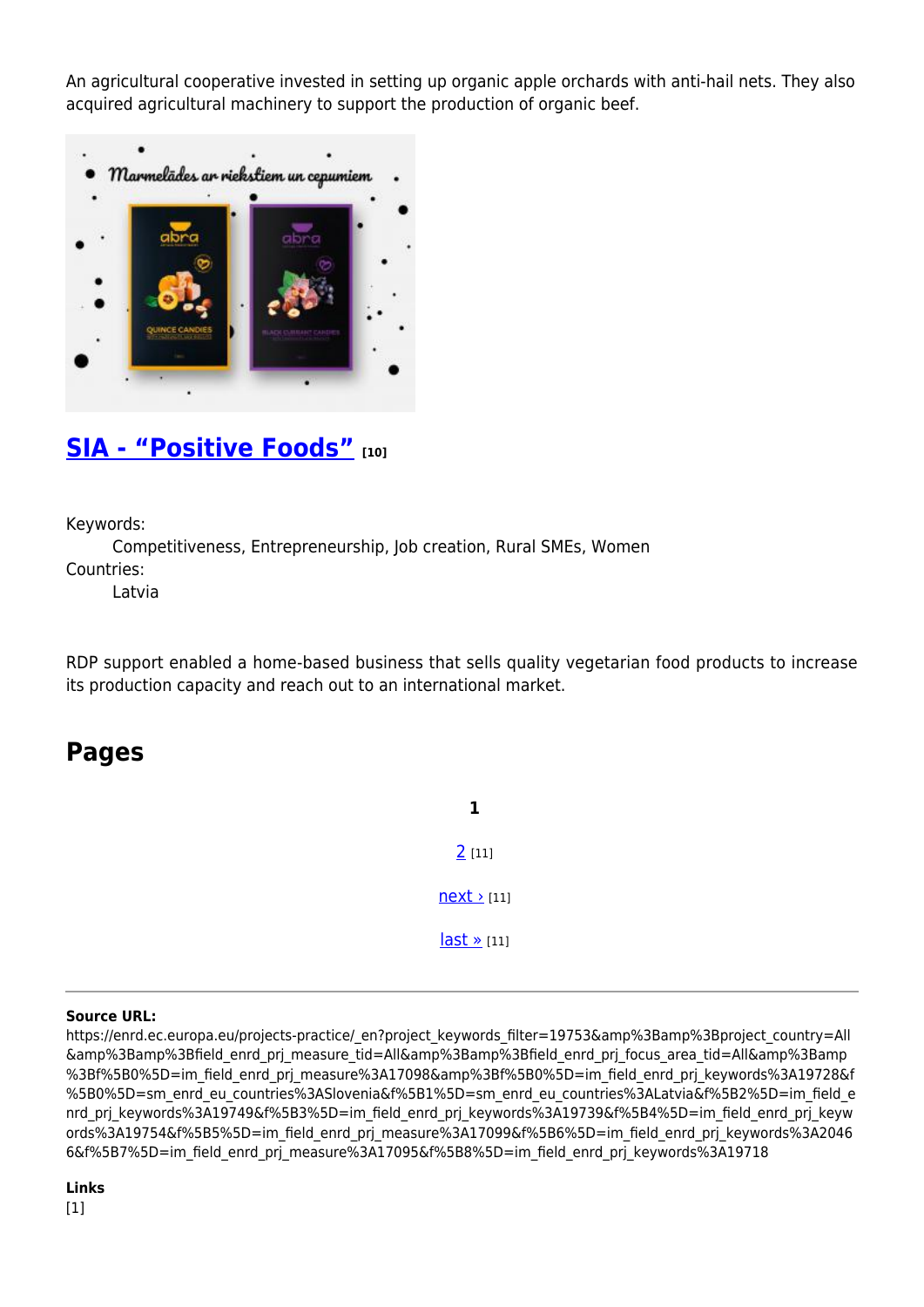An agricultural cooperative invested in setting up organic apple orchards with anti-hail nets. They also acquired agricultural machinery to support the production of organic beef.

## SIA - “Positive Foods” [10]

Keywords:
: Competitiveness, Entrepreneurship, Job creation, Rural SMEs, Women

Countries:
: Latvia

RDP support enabled a home-based business that sells quality vegetarian food products to increase its production capacity and reach out to an international market.

## Pages

**1**

2 [11]

next › [11]

last » [11]

---

**Source URL:** https://enrd.ec.europa.eu/projects-practice/_en?project_keywords_filter=19753&amp%3Bamp%3Bproject_country=All&amp%3Bamp%3Bfield_enrd_prj_measure_tid=All&amp%3Bamp%3Bfield_enrd_prj_focus_area_tid=All&amp%3Bamp%3Bf%5B0%5D=im_field_enrd_prj_measure%3A17098&amp%3Bf%5B0%5D=im_field_enrd_prj_keywords%3A19728&f%5B0%5D=sm_enrd_eu_countries%3ASlovenia&f%5B1%5D=sm_enrd_eu_countries%3ALatvia&f%5B2%5D=im_field_enrd_prj_keywords%3A19749&f%5B3%5D=im_field_enrd_prj_keywords%3A19739&f%5B4%5D=im_field_enrd_prj_keywords%3A19754&f%5B5%5D=im_field_enrd_prj_measure%3A17099&f%5B6%5D=im_field_enrd_prj_keywords%3A20466&f%5B7%5D=im_field_enrd_prj_measure%3A17095&f%5B8%5D=im_field_enrd_prj_keywords%3A19718

**Links**
[1]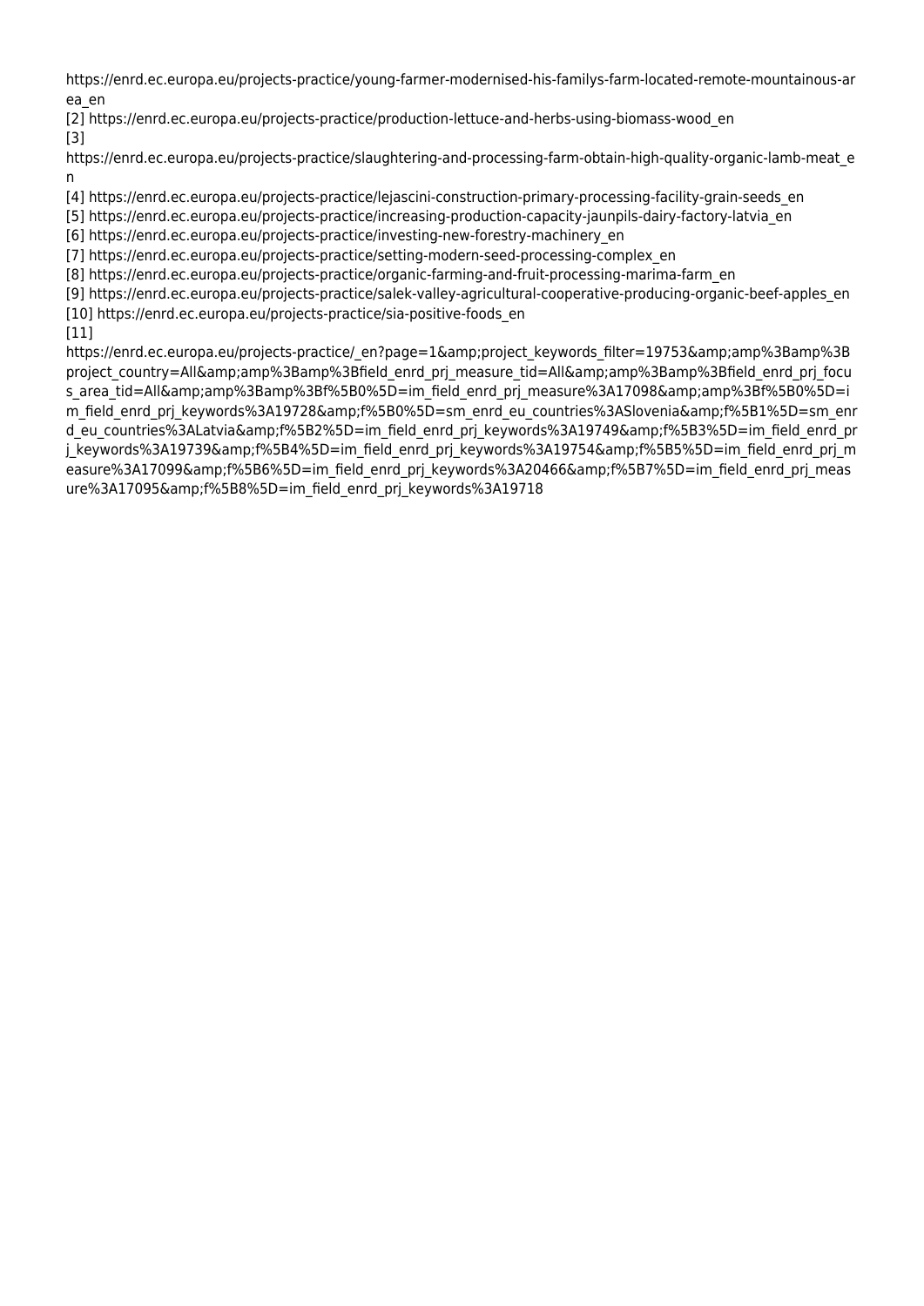https://enrd.ec.europa.eu/projects-practice/young-farmer-modernised-his-familys-farm-located-remote-mountainous-area_en

[2] https://enrd.ec.europa.eu/projects-practice/production-lettuce-and-herbs-using-biomass-wood_en

[3] https://enrd.ec.europa.eu/projects-practice/slaughtering-and-processing-farm-obtain-high-quality-organic-lamb-meat_en

[4] https://enrd.ec.europa.eu/projects-practice/lejascini-construction-primary-processing-facility-grain-seeds_en

[5] https://enrd.ec.europa.eu/projects-practice/increasing-production-capacity-jaunpils-dairy-factory-latvia_en

[6] https://enrd.ec.europa.eu/projects-practice/investing-new-forestry-machinery_en

[7] https://enrd.ec.europa.eu/projects-practice/setting-modern-seed-processing-complex_en

[8] https://enrd.ec.europa.eu/projects-practice/organic-farming-and-fruit-processing-marima-farm_en

[9] https://enrd.ec.europa.eu/projects-practice/salek-valley-agricultural-cooperative-producing-organic-beef-apples_en

[10] https://enrd.ec.europa.eu/projects-practice/sia-positive-foods_en

[11] https://enrd.ec.europa.eu/projects-practice/_en?page=1&amp;project_keywords_filter=19753&amp;amp%3Bamp%3Bproject_country=All&amp;amp%3Bamp%3Bfield_enrd_prj_measure_tid=All&amp;amp%3Bamp%3Bfield_enrd_prj_focus_area_tid=All&amp;amp%3Bamp%3Bf%5B0%5D=im_field_enrd_prj_measure%3A17098&amp;amp%3Bf%5B0%5D=im_field_enrd_prj_keywords%3A19728&amp;f%5B0%5D=sm_enrd_eu_countries%3ASlovenia&amp;f%5B1%5D=sm_enrd_eu_countries%3ALatvia&amp;f%5B2%5D=im_field_enrd_prj_keywords%3A19749&amp;f%5B3%5D=im_field_enrd_prj_keywords%3A19739&amp;f%5B4%5D=im_field_enrd_prj_keywords%3A19754&amp;f%5B5%5D=im_field_enrd_prj_measure%3A17099&amp;f%5B6%5D=im_field_enrd_prj_keywords%3A20466&amp;f%5B7%5D=im_field_enrd_prj_measure%3A17095&amp;f%5B8%5D=im_field_enrd_prj_keywords%3A19718